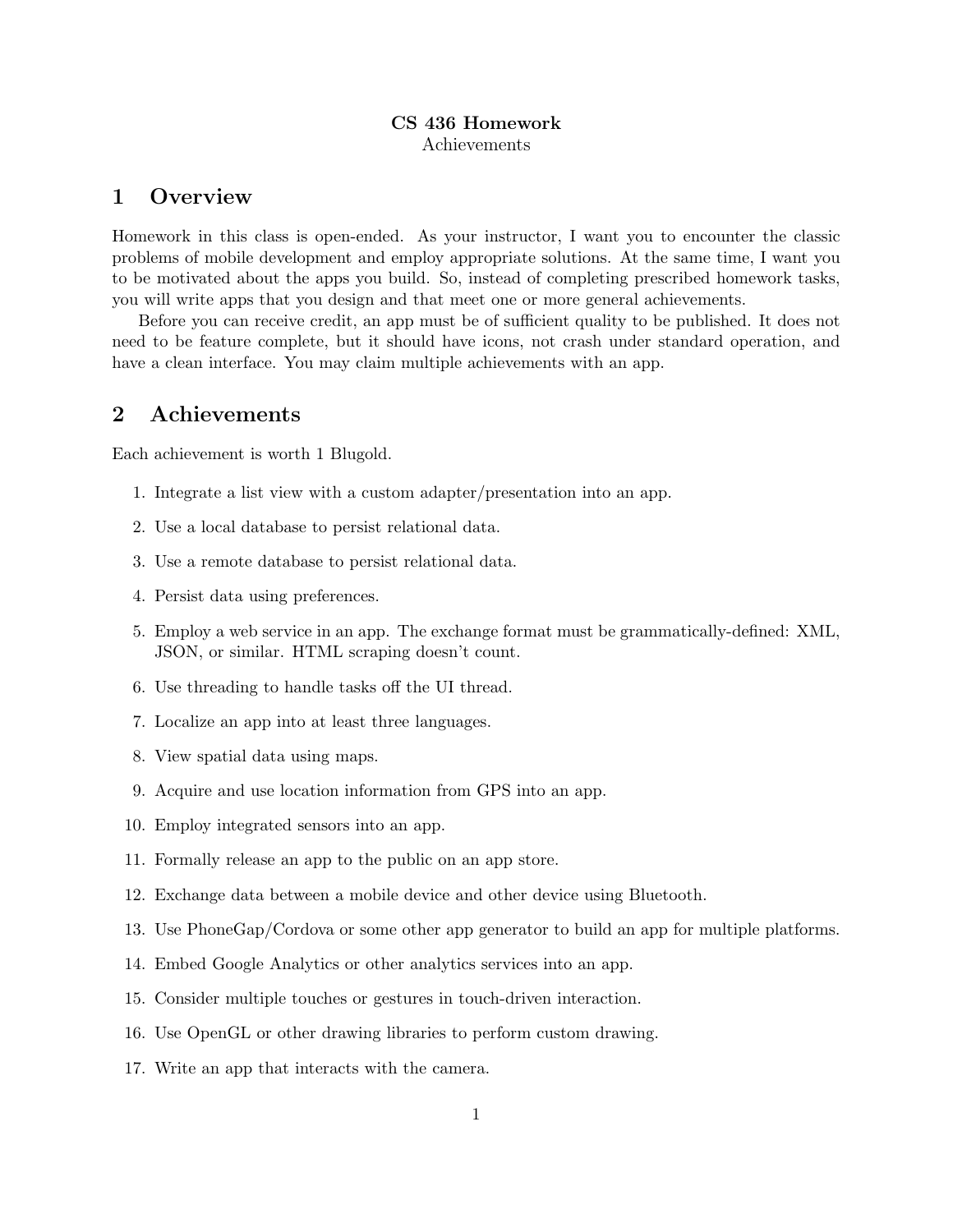**CS 436 Homework**

Achievements

# 1 Overview

Homework in this class is open-ended. As your instructor, I want you to encounter the classic problems of mobile development and employ appropriate solutions. At the same time, I want you to be motivated about the apps you build. So, instead of completing prescribed homework tasks, you will write apps that you design and that meet one or more general achievements.

Before you can receive credit, an app must be of sufficient quality to be published. It does not need to be feature complete, but it should have icons, not crash under standard operation, and have a clean interface. You may claim multiple achievements with an app.

# 2 Achievements

Each achievement is worth 1 Blugold.

1. Integrate a list view with a custom adapter/presentation into an app.
2. Use a local database to persist relational data.
3. Use a remote database to persist relational data.
4. Persist data using preferences.
5. Employ a web service in an app. The exchange format must be grammatically-defined: XML, JSON, or similar. HTML scraping doesn't count.
6. Use threading to handle tasks off the UI thread.
7. Localize an app into at least three languages.
8. View spatial data using maps.
9. Acquire and use location information from GPS into an app.
10. Employ integrated sensors into an app.
11. Formally release an app to the public on an app store.
12. Exchange data between a mobile device and other device using Bluetooth.
13. Use PhoneGap/Cordova or some other app generator to build an app for multiple platforms.
14. Embed Google Analytics or other analytics services into an app.
15. Consider multiple touches or gestures in touch-driven interaction.
16. Use OpenGL or other drawing libraries to perform custom drawing.
17. Write an app that interacts with the camera.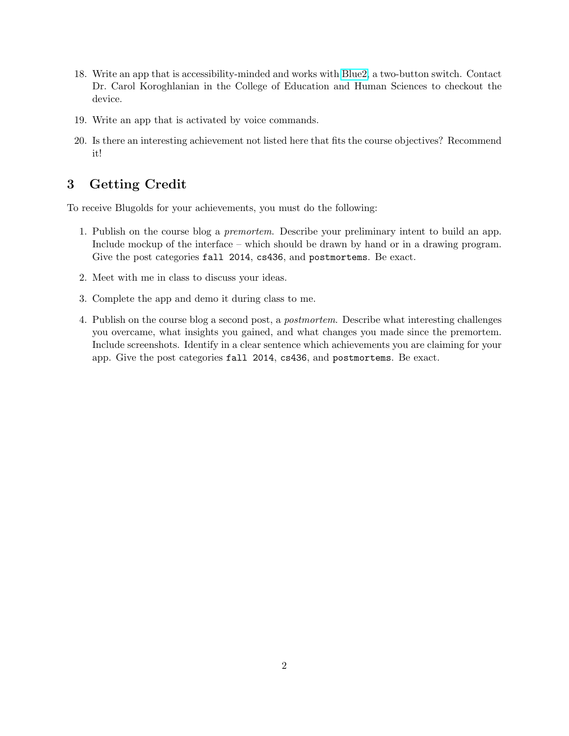18. Write an app that is accessibility-minded and works with Blue2, a two-button switch. Contact Dr. Carol Koroghlanian in the College of Education and Human Sciences to checkout the device.

19. Write an app that is activated by voice commands.

20. Is there an interesting achievement not listed here that fits the course objectives? Recommend it!

## 3 Getting Credit

To receive Blugolds for your achievements, you must do the following:

1. Publish on the course blog a *premortem*. Describe your preliminary intent to build an app. Include mockup of the interface – which should be drawn by hand or in a drawing program. Give the post categories `fall 2014`, `cs436`, and `postmortems`. Be exact.

2. Meet with me in class to discuss your ideas.

3. Complete the app and demo it during class to me.

4. Publish on the course blog a second post, a *postmortem*. Describe what interesting challenges you overcame, what insights you gained, and what changes you made since the premortem. Include screenshots. Identify in a clear sentence which achievements you are claiming for your app. Give the post categories `fall 2014`, `cs436`, and `postmortems`. Be exact.